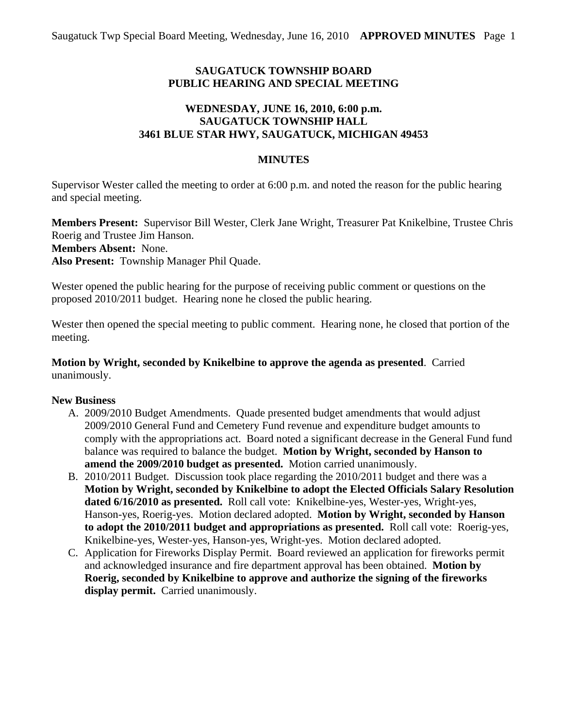# SAUGATUCK TOWNSHIP BOARD
# PUBLIC HEARING AND SPECIAL MEETING

## WEDNESDAY, JUNE 16, 2010, 6:00 p.m.
## SAUGATUCK TOWNSHIP HALL
## 3461 BLUE STAR HWY, SAUGATUCK, MICHIGAN 49453

## MINUTES

Supervisor Wester called the meeting to order at 6:00 p.m. and noted the reason for the public hearing and special meeting.

**Members Present:** Supervisor Bill Wester, Clerk Jane Wright, Treasurer Pat Knikelbine, Trustee Chris Roerig and Trustee Jim Hanson.
**Members Absent:** None.
**Also Present:** Township Manager Phil Quade.

Wester opened the public hearing for the purpose of receiving public comment or questions on the proposed 2010/2011 budget. Hearing none he closed the public hearing.

Wester then opened the special meeting to public comment. Hearing none, he closed that portion of the meeting.

**Motion by Wright, seconded by Knikelbine to approve the agenda as presented**. Carried unanimously.

**New Business**

A. 2009/2010 Budget Amendments. Quade presented budget amendments that would adjust 2009/2010 General Fund and Cemetery Fund revenue and expenditure budget amounts to comply with the appropriations act. Board noted a significant decrease in the General Fund fund balance was required to balance the budget. **Motion by Wright, seconded by Hanson to amend the 2009/2010 budget as presented.** Motion carried unanimously.
B. 2010/2011 Budget. Discussion took place regarding the 2010/2011 budget and there was a **Motion by Wright, seconded by Knikelbine to adopt the Elected Officials Salary Resolution dated 6/16/2010 as presented.** Roll call vote: Knikelbine-yes, Wester-yes, Wright-yes, Hanson-yes, Roerig-yes. Motion declared adopted. **Motion by Wright, seconded by Hanson to adopt the 2010/2011 budget and appropriations as presented.** Roll call vote: Roerig-yes, Knikelbine-yes, Wester-yes, Hanson-yes, Wright-yes. Motion declared adopted.
C. Application for Fireworks Display Permit. Board reviewed an application for fireworks permit and acknowledged insurance and fire department approval has been obtained. **Motion by Roerig, seconded by Knikelbine to approve and authorize the signing of the fireworks display permit.** Carried unanimously.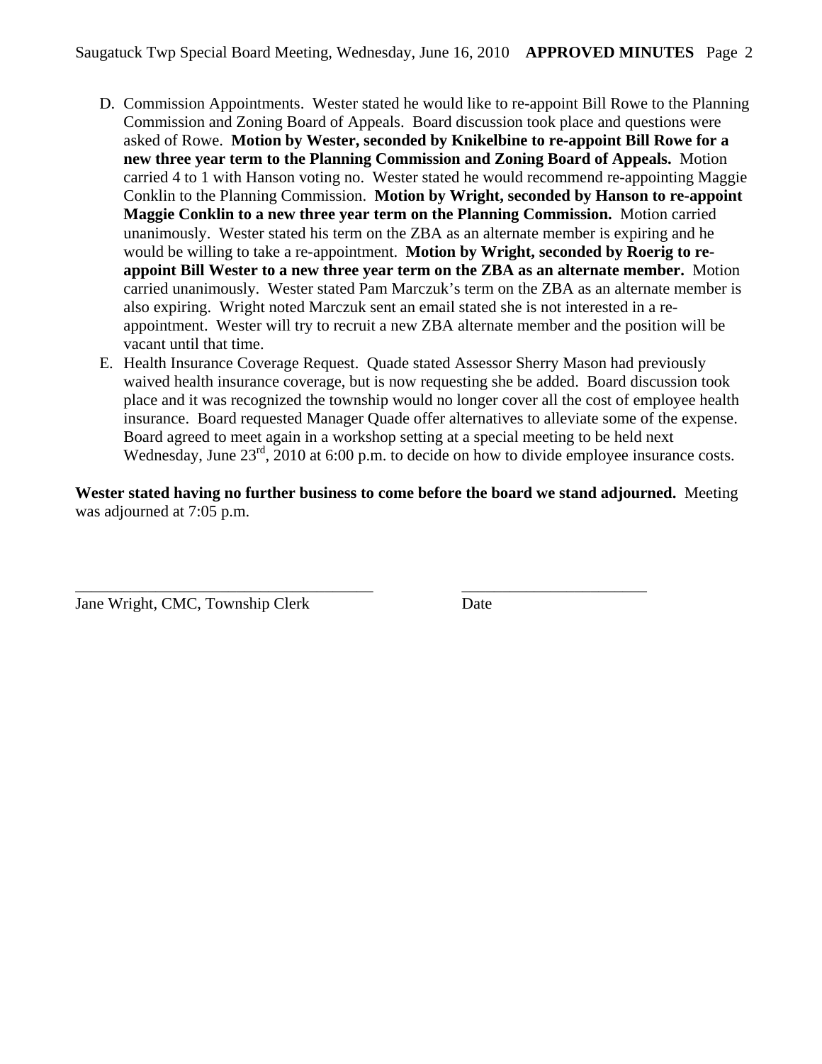D. Commission Appointments. Wester stated he would like to re-appoint Bill Rowe to the Planning Commission and Zoning Board of Appeals. Board discussion took place and questions were asked of Rowe. **Motion by Wester, seconded by Knikelbine to re-appoint Bill Rowe for a new three year term to the Planning Commission and Zoning Board of Appeals.** Motion carried 4 to 1 with Hanson voting no. Wester stated he would recommend re-appointing Maggie Conklin to the Planning Commission. **Motion by Wright, seconded by Hanson to re-appoint Maggie Conklin to a new three year term on the Planning Commission.** Motion carried unanimously. Wester stated his term on the ZBA as an alternate member is expiring and he would be willing to take a re-appointment. **Motion by Wright, seconded by Roerig to re-appoint Bill Wester to a new three year term on the ZBA as an alternate member.** Motion carried unanimously. Wester stated Pam Marczuk's term on the ZBA as an alternate member is also expiring. Wright noted Marczuk sent an email stated she is not interested in a re-appointment. Wester will try to recruit a new ZBA alternate member and the position will be vacant until that time.

E. Health Insurance Coverage Request. Quade stated Assessor Sherry Mason had previously waived health insurance coverage, but is now requesting she be added. Board discussion took place and it was recognized the township would no longer cover all the cost of employee health insurance. Board requested Manager Quade offer alternatives to alleviate some of the expense. Board agreed to meet again in a workshop setting at a special meeting to be held next Wednesday, June 23rd, 2010 at 6:00 p.m. to decide on how to divide employee insurance costs.

**Wester stated having no further business to come before the board we stand adjourned.** Meeting was adjourned at 7:05 p.m.

_____________________________________ &nbsp;&nbsp;&nbsp;&nbsp; _______________________

Jane Wright, CMC, Township Clerk &nbsp;&nbsp;&nbsp;&nbsp; Date